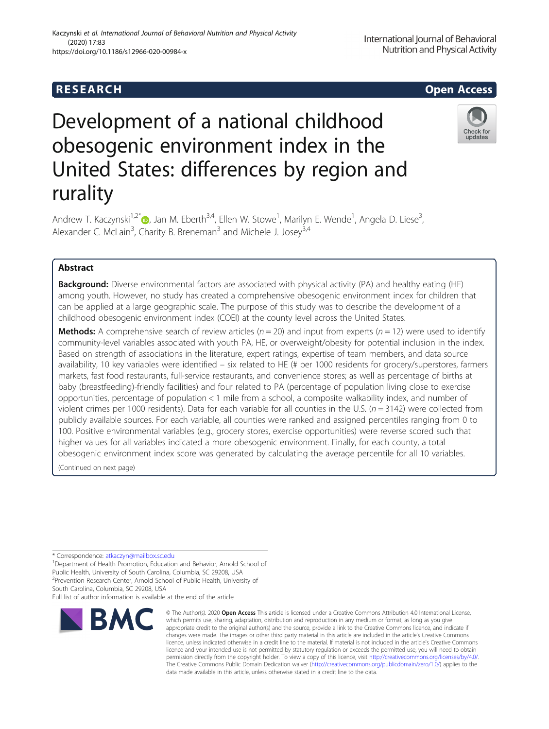**RESEARCH** **Open Access**

# Development of a national childhood obesogenic environment index in the United States: differences by region and rurality

Andrew T. Kaczynski[1,2*], Jan M. Eberth[3,4], Ellen W. Stowe[1], Marilyn E. Wende[1], Angela D. Liese[3], Alexander C. McLain[3], Charity B. Breneman[3] and Michele J. Josey[3,4]

## Abstract

**Background:** Diverse environmental factors are associated with physical activity (PA) and healthy eating (HE) among youth. However, no study has created a comprehensive obesogenic environment index for children that can be applied at a large geographic scale. The purpose of this study was to describe the development of a childhood obesogenic environment index (COEI) at the county level across the United States.

**Methods:** A comprehensive search of review articles ($n = 20$) and input from experts ($n = 12$) were used to identify community-level variables associated with youth PA, HE, or overweight/obesity for potential inclusion in the index. Based on strength of associations in the literature, expert ratings, expertise of team members, and data source availability, 10 key variables were identified – six related to HE (# per 1000 residents for grocery/superstores, farmers markets, fast food restaurants, full-service restaurants, and convenience stores; as well as percentage of births at baby (breastfeeding)-friendly facilities) and four related to PA (percentage of population living close to exercise opportunities, percentage of population < 1 mile from a school, a composite walkability index, and number of violent crimes per 1000 residents). Data for each variable for all counties in the U.S. ($n = 3142$) were collected from publicly available sources. For each variable, all counties were ranked and assigned percentiles ranging from 0 to 100. Positive environmental variables (e.g., grocery stores, exercise opportunities) were reverse scored such that higher values for all variables indicated a more obesogenic environment. Finally, for each county, a total obesogenic environment index score was generated by calculating the average percentile for all 10 variables.

(Continued on next page)

\* Correspondence: atkaczyn@mailbox.sc.edu
[1]Department of Health Promotion, Education and Behavior, Arnold School of Public Health, University of South Carolina, Columbia, SC 29208, USA
[2]Prevention Research Center, Arnold School of Public Health, University of South Carolina, Columbia, SC 29208, USA
Full list of author information is available at the end of the article

© The Author(s). 2020 **Open Access** This article is licensed under a Creative Commons Attribution 4.0 International License, which permits use, sharing, adaptation, distribution and reproduction in any medium or format, as long as you give appropriate credit to the original author(s) and the source, provide a link to the Creative Commons licence, and indicate if changes were made. The images or other third party material in this article are included in the article's Creative Commons licence, unless indicated otherwise in a credit line to the material. If material is not included in the article's Creative Commons licence and your intended use is not permitted by statutory regulation or exceeds the permitted use, you will need to obtain permission directly from the copyright holder. To view a copy of this licence, visit http://creativecommons.org/licenses/by/4.0/. The Creative Commons Public Domain Dedication waiver (http://creativecommons.org/publicdomain/zero/1.0/) applies to the data made available in this article, unless otherwise stated in a credit line to the data.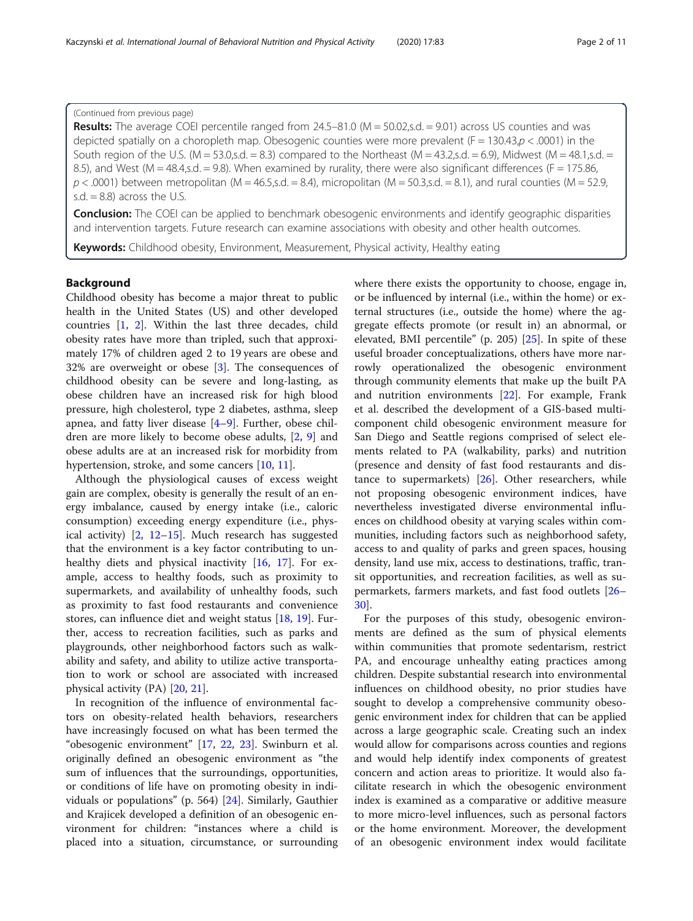(Continued from previous page)

**Results:** The average COEI percentile ranged from 24.5–81.0 (M = 50.02, s.d. = 9.01) across US counties and was depicted spatially on a choropleth map. Obesogenic counties were more prevalent ($F = 130.43, p < .0001$) in the South region of the U.S. (M = 53.0, s.d. = 8.3) compared to the Northeast (M = 43.2, s.d. = 6.9), Midwest (M = 48.1, s.d. = 8.5), and West (M = 48.4, s.d. = 9.8). When examined by rurality, there were also significant differences ($F = 175.86$, $p < .0001$) between metropolitan (M = 46.5, s.d. = 8.4), micropolitan (M = 50.3, s.d. = 8.1), and rural counties (M = 52.9, s.d. = 8.8) across the U.S.

**Conclusion:** The COEI can be applied to benchmark obesogenic environments and identify geographic disparities and intervention targets. Future research can examine associations with obesity and other health outcomes.

**Keywords:** Childhood obesity, Environment, Measurement, Physical activity, Healthy eating

## Background

Childhood obesity has become a major threat to public health in the United States (US) and other developed countries [1, 2]. Within the last three decades, child obesity rates have more than tripled, such that approximately 17% of children aged 2 to 19 years are obese and 32% are overweight or obese [3]. The consequences of childhood obesity can be severe and long-lasting, as obese children have an increased risk for high blood pressure, high cholesterol, type 2 diabetes, asthma, sleep apnea, and fatty liver disease [4–9]. Further, obese children are more likely to become obese adults, [2, 9] and obese adults are at an increased risk for morbidity from hypertension, stroke, and some cancers [10, 11].

Although the physiological causes of excess weight gain are complex, obesity is generally the result of an energy imbalance, caused by energy intake (i.e., caloric consumption) exceeding energy expenditure (i.e., physical activity) [2, 12–15]. Much research has suggested that the environment is a key factor contributing to unhealthy diets and physical inactivity [16, 17]. For example, access to healthy foods, such as proximity to supermarkets, and availability of unhealthy foods, such as proximity to fast food restaurants and convenience stores, can influence diet and weight status [18, 19]. Further, access to recreation facilities, such as parks and playgrounds, other neighborhood factors such as walkability and safety, and ability to utilize active transportation to work or school are associated with increased physical activity (PA) [20, 21].

In recognition of the influence of environmental factors on obesity-related health behaviors, researchers have increasingly focused on what has been termed the "obesogenic environment" [17, 22, 23]. Swinburn et al. originally defined an obesogenic environment as "the sum of influences that the surroundings, opportunities, or conditions of life have on promoting obesity in individuals or populations" (p. 564) [24]. Similarly, Gauthier and Krajicek developed a definition of an obesogenic environment for children: "instances where a child is placed into a situation, circumstance, or surrounding where there exists the opportunity to choose, engage in, or be influenced by internal (i.e., within the home) or external structures (i.e., outside the home) where the aggregate effects promote (or result in) an abnormal, or elevated, BMI percentile" (p. 205) [25]. In spite of these useful broader conceptualizations, others have more narrowly operationalized the obesogenic environment through community elements that make up the built PA and nutrition environments [22]. For example, Frank et al. described the development of a GIS-based multi-component child obesogenic environment measure for San Diego and Seattle regions comprised of select elements related to PA (walkability, parks) and nutrition (presence and density of fast food restaurants and distance to supermarkets) [26]. Other researchers, while not proposing obesogenic environment indices, have nevertheless investigated diverse environmental influences on childhood obesity at varying scales within communities, including factors such as neighborhood safety, access to and quality of parks and green spaces, housing density, land use mix, access to destinations, traffic, transit opportunities, and recreation facilities, as well as supermarkets, farmers markets, and fast food outlets [26–30].

For the purposes of this study, obesogenic environments are defined as the sum of physical elements within communities that promote sedentarism, restrict PA, and encourage unhealthy eating practices among children. Despite substantial research into environmental influences on childhood obesity, no prior studies have sought to develop a comprehensive community obesogenic environment index for children that can be applied across a large geographic scale. Creating such an index would allow for comparisons across counties and regions and would help identify index components of greatest concern and action areas to prioritize. It would also facilitate research in which the obesogenic environment index is examined as a comparative or additive measure to more micro-level influences, such as personal factors or the home environment. Moreover, the development of an obesogenic environment index would facilitate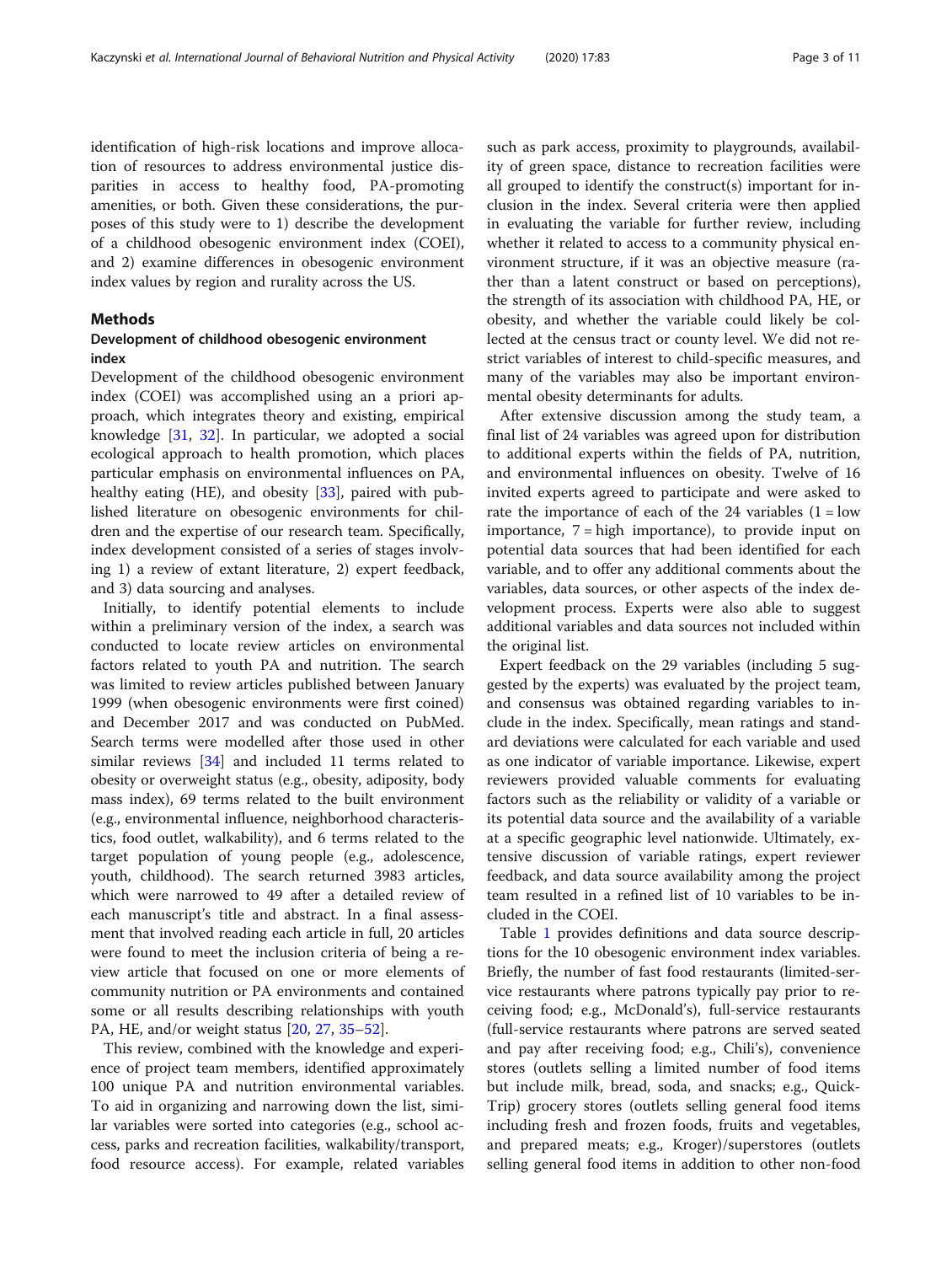identification of high-risk locations and improve allocation of resources to address environmental justice disparities in access to healthy food, PA-promoting amenities, or both. Given these considerations, the purposes of this study were to 1) describe the development of a childhood obesogenic environment index (COEI), and 2) examine differences in obesogenic environment index values by region and rurality across the US.

## Methods

### Development of childhood obesogenic environment index

Development of the childhood obesogenic environment index (COEI) was accomplished using an a priori approach, which integrates theory and existing, empirical knowledge [31, 32]. In particular, we adopted a social ecological approach to health promotion, which places particular emphasis on environmental influences on PA, healthy eating (HE), and obesity [33], paired with published literature on obesogenic environments for children and the expertise of our research team. Specifically, index development consisted of a series of stages involving 1) a review of extant literature, 2) expert feedback, and 3) data sourcing and analyses.

Initially, to identify potential elements to include within a preliminary version of the index, a search was conducted to locate review articles on environmental factors related to youth PA and nutrition. The search was limited to review articles published between January 1999 (when obesogenic environments were first coined) and December 2017 and was conducted on PubMed. Search terms were modelled after those used in other similar reviews [34] and included 11 terms related to obesity or overweight status (e.g., obesity, adiposity, body mass index), 69 terms related to the built environment (e.g., environmental influence, neighborhood characteristics, food outlet, walkability), and 6 terms related to the target population of young people (e.g., adolescence, youth, childhood). The search returned 3983 articles, which were narrowed to 49 after a detailed review of each manuscript's title and abstract. In a final assessment that involved reading each article in full, 20 articles were found to meet the inclusion criteria of being a review article that focused on one or more elements of community nutrition or PA environments and contained some or all results describing relationships with youth PA, HE, and/or weight status [20, 27, 35–52].

This review, combined with the knowledge and experience of project team members, identified approximately 100 unique PA and nutrition environmental variables. To aid in organizing and narrowing down the list, similar variables were sorted into categories (e.g., school access, parks and recreation facilities, walkability/transport, food resource access). For example, related variables such as park access, proximity to playgrounds, availability of green space, distance to recreation facilities were all grouped to identify the construct(s) important for inclusion in the index. Several criteria were then applied in evaluating the variable for further review, including whether it related to access to a community physical environment structure, if it was an objective measure (rather than a latent construct or based on perceptions), the strength of its association with childhood PA, HE, or obesity, and whether the variable could likely be collected at the census tract or county level. We did not restrict variables of interest to child-specific measures, and many of the variables may also be important environmental obesity determinants for adults.

After extensive discussion among the study team, a final list of 24 variables was agreed upon for distribution to additional experts within the fields of PA, nutrition, and environmental influences on obesity. Twelve of 16 invited experts agreed to participate and were asked to rate the importance of each of the 24 variables (1 = low importance, 7 = high importance), to provide input on potential data sources that had been identified for each variable, and to offer any additional comments about the variables, data sources, or other aspects of the index development process. Experts were also able to suggest additional variables and data sources not included within the original list.

Expert feedback on the 29 variables (including 5 suggested by the experts) was evaluated by the project team, and consensus was obtained regarding variables to include in the index. Specifically, mean ratings and standard deviations were calculated for each variable and used as one indicator of variable importance. Likewise, expert reviewers provided valuable comments for evaluating factors such as the reliability or validity of a variable or its potential data source and the availability of a variable at a specific geographic level nationwide. Ultimately, extensive discussion of variable ratings, expert reviewer feedback, and data source availability among the project team resulted in a refined list of 10 variables to be included in the COEI.

Table 1 provides definitions and data source descriptions for the 10 obesogenic environment index variables. Briefly, the number of fast food restaurants (limited-service restaurants where patrons typically pay prior to receiving food; e.g., McDonald's), full-service restaurants (full-service restaurants where patrons are served seated and pay after receiving food; e.g., Chili's), convenience stores (outlets selling a limited number of food items but include milk, bread, soda, and snacks; e.g., QuickTrip) grocery stores (outlets selling general food items including fresh and frozen foods, fruits and vegetables, and prepared meats; e.g., Kroger)/superstores (outlets selling general food items in addition to other non-food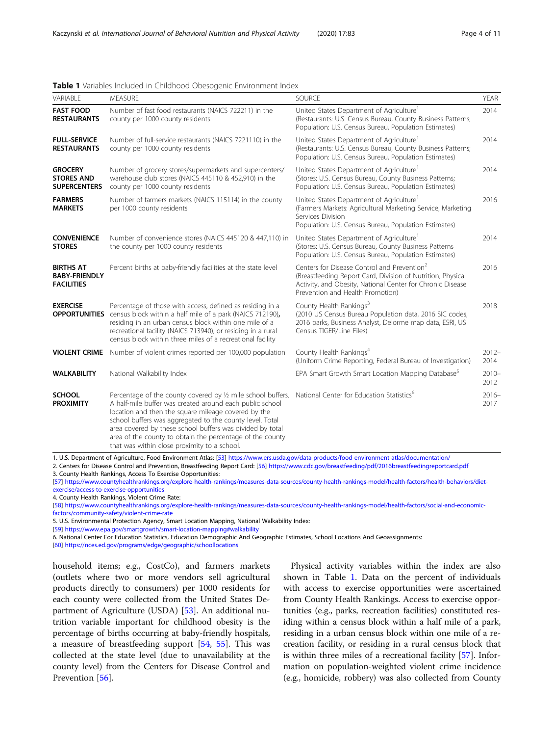**Table 1** Variables Included in Childhood Obesogenic Environment Index

| VARIABLE | MEASURE | SOURCE | YEAR |
|---|---|---|---|
| **FAST FOOD RESTAURANTS** | Number of fast food restaurants (NAICS 722211) in the county per 1000 county residents | United States Department of Agriculture[1] (Restaurants: U.S. Census Bureau, County Business Patterns; Population: U.S. Census Bureau, Population Estimates) | 2014 |
| **FULL-SERVICE RESTAURANTS** | Number of full-service restaurants (NAICS 7221110) in the county per 1000 county residents | United States Department of Agriculture[1] (Restaurants: U.S. Census Bureau, County Business Patterns; Population: U.S. Census Bureau, Population Estimates) | 2014 |
| **GROCERY STORES AND SUPERCENTERS** | Number of grocery stores/supermarkets and supercenters/ warehouse club stores (NAICS 445110 & 452,910) in the county per 1000 county residents | United States Department of Agriculture[1] (Stores: U.S. Census Bureau, County Business Patterns; Population: U.S. Census Bureau, Population Estimates) | 2014 |
| **FARMERS MARKETS** | Number of farmers markets (NAICS 115114) in the county per 1000 county residents | United States Department of Agriculture[1] (Farmers Markets: Agricultural Marketing Service, Marketing Services Division Population: U.S. Census Bureau, Population Estimates) | 2016 |
| **CONVENIENCE STORES** | Number of convenience stores (NAICS 445120 & 447,110) in the county per 1000 county residents | United States Department of Agriculture[1] (Stores: U.S. Census Bureau, County Business Patterns Population: U.S. Census Bureau, Population Estimates) | 2014 |
| **BIRTHS AT BABY-FRIENDLY FACILITIES** | Percent births at baby-friendly facilities at the state level | Centers for Disease Control and Prevention[2] (Breastfeeding Report Card, Division of Nutrition, Physical Activity, and Obesity, National Center for Chronic Disease Prevention and Health Promotion) | 2016 |
| **EXERCISE OPPORTUNITIES** | Percentage of those with access, defined as residing in a census block within a half mile of a park (NAICS 712190), residing in an urban census block within one mile of a recreational facility (NAICS 713940), or residing in a rural census block within three miles of a recreational facility | County Health Rankings[3] (2010 US Census Bureau Population data, 2016 SIC codes, 2016 parks, Business Analyst, Delorme map data, ESRI, US Census TIGER/Line Files) | 2018 |
| **VIOLENT CRIME** | Number of violent crimes reported per 100,000 population | County Health Rankings[4] (Uniform Crime Reporting, Federal Bureau of Investigation) | 2012–2014 |
| **WALKABILITY** | National Walkability Index | EPA Smart Growth Smart Location Mapping Database[5] | 2010–2012 |
| **SCHOOL PROXIMITY** | Percentage of the county covered by ½ mile school buffers. A half-mile buffer was created around each public school location and then the square mileage covered by the school buffers was aggregated to the county level. Total area covered by these school buffers was divided by total area of the county to obtain the percentage of the county that was within close proximity to a school. | National Center for Education Statistics[6] | 2016–2017 |

1. U.S. Department of Agriculture, Food Environment Atlas: [53] https://www.ers.usda.gov/data-products/food-environment-atlas/documentation/
2. Centers for Disease Control and Prevention, Breastfeeding Report Card: [56] https://www.cdc.gov/breastfeeding/pdf/2016breastfeedingreportcard.pdf
3. County Health Rankings, Access To Exercise Opportunities: [57] https://www.countyhealthrankings.org/explore-health-rankings/measures-data-sources/county-health-rankings-model/health-factors/health-behaviors/diet-exercise/access-to-exercise-opportunities
4. County Health Rankings, Violent Crime Rate: [58] https://www.countyhealthrankings.org/explore-health-rankings/measures-data-sources/county-health-rankings-model/health-factors/social-and-economic-factors/community-safety/violent-crime-rate
5. U.S. Environmental Protection Agency, Smart Location Mapping, National Walkability Index: [59] https://www.epa.gov/smartgrowth/smart-location-mapping#walkability
6. National Center For Education Statistics, Education Demographic And Geographic Estimates, School Locations And Geoassignments: [60] https://nces.ed.gov/programs/edge/geographic/schoollocations

household items; e.g., CostCo), and farmers markets (outlets where two or more vendors sell agricultural products directly to consumers) per 1000 residents for each county were collected from the United States Department of Agriculture (USDA) [53]. An additional nutrition variable important for childhood obesity is the percentage of births occurring at baby-friendly hospitals, a measure of breastfeeding support [54, 55]. This was collected at the state level (due to unavailability at the county level) from the Centers for Disease Control and Prevention [56].

Physical activity variables within the index are also shown in Table 1. Data on the percent of individuals with access to exercise opportunities were ascertained from County Health Rankings. Access to exercise opportunities (e.g., parks, recreation facilities) constituted residing within a census block within a half mile of a park, residing in a urban census block within one mile of a recreation facility, or residing in a rural census block that is within three miles of a recreational facility [57]. Information on population-weighted violent crime incidence (e.g., homicide, robbery) was also collected from County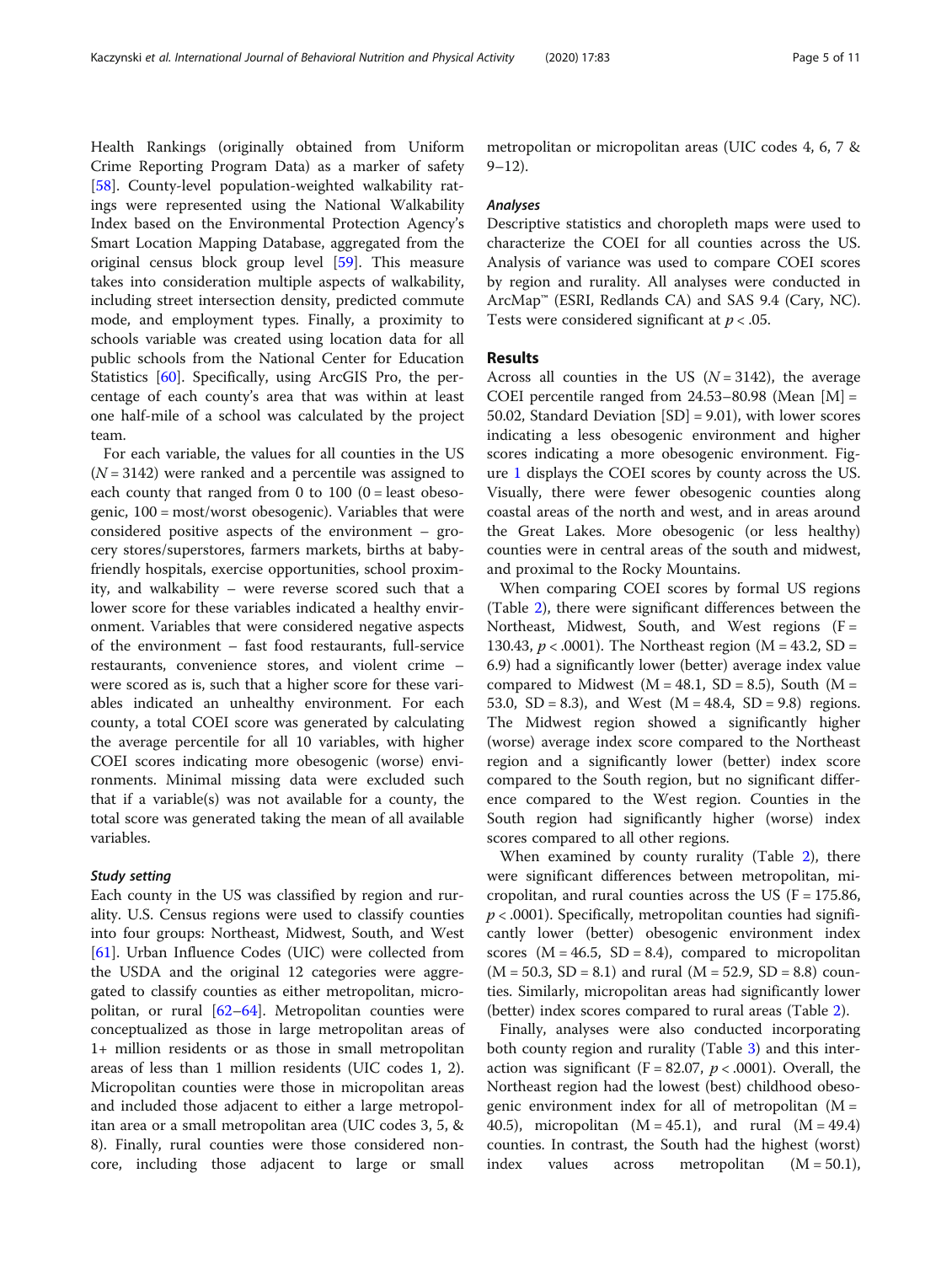Health Rankings (originally obtained from Uniform Crime Reporting Program Data) as a marker of safety [58]. County-level population-weighted walkability ratings were represented using the National Walkability Index based on the Environmental Protection Agency's Smart Location Mapping Database, aggregated from the original census block group level [59]. This measure takes into consideration multiple aspects of walkability, including street intersection density, predicted commute mode, and employment types. Finally, a proximity to schools variable was created using location data for all public schools from the National Center for Education Statistics [60]. Specifically, using ArcGIS Pro, the percentage of each county's area that was within at least one half-mile of a school was calculated by the project team.

For each variable, the values for all counties in the US ($N = 3142$) were ranked and a percentile was assigned to each county that ranged from 0 to 100 (0 = least obesogenic, 100 = most/worst obesogenic). Variables that were considered positive aspects of the environment – grocery stores/superstores, farmers markets, births at baby-friendly hospitals, exercise opportunities, school proximity, and walkability – were reverse scored such that a lower score for these variables indicated a healthy environment. Variables that were considered negative aspects of the environment – fast food restaurants, full-service restaurants, convenience stores, and violent crime – were scored as is, such that a higher score for these variables indicated an unhealthy environment. For each county, a total COEI score was generated by calculating the average percentile for all 10 variables, with higher COEI scores indicating more obesogenic (worse) environments. Minimal missing data were excluded such that if a variable(s) was not available for a county, the total score was generated taking the mean of all available variables.

### Study setting

Each county in the US was classified by region and rurality. U.S. Census regions were used to classify counties into four groups: Northeast, Midwest, South, and West [61]. Urban Influence Codes (UIC) were collected from the USDA and the original 12 categories were aggregated to classify counties as either metropolitan, micropolitan, or rural [62–64]. Metropolitan counties were conceptualized as those in large metropolitan areas of 1+ million residents or as those in small metropolitan areas of less than 1 million residents (UIC codes 1, 2). Micropolitan counties were those in micropolitan areas and included those adjacent to either a large metropolitan area or a small metropolitan area (UIC codes 3, 5, & 8). Finally, rural counties were those considered noncore, including those adjacent to large or small metropolitan or micropolitan areas (UIC codes 4, 6, 7 & 9–12).

### Analyses

Descriptive statistics and choropleth maps were used to characterize the COEI for all counties across the US. Analysis of variance was used to compare COEI scores by region and rurality. All analyses were conducted in ArcMap™ (ESRI, Redlands CA) and SAS 9.4 (Cary, NC). Tests were considered significant at $p < .05$.

## Results

Across all counties in the US ($N = 3142$), the average COEI percentile ranged from 24.53–80.98 (Mean [M] = 50.02, Standard Deviation [SD] = 9.01), with lower scores indicating a less obesogenic environment and higher scores indicating a more obesogenic environment. Figure 1 displays the COEI scores by county across the US. Visually, there were fewer obesogenic counties along coastal areas of the north and west, and in areas around the Great Lakes. More obesogenic (or less healthy) counties were in central areas of the south and midwest, and proximal to the Rocky Mountains.

When comparing COEI scores by formal US regions (Table 2), there were significant differences between the Northeast, Midwest, South, and West regions ($F = 130.43$, $p < .0001$). The Northeast region (M = 43.2, SD = 6.9) had a significantly lower (better) average index value compared to Midwest (M = 48.1, SD = 8.5), South (M = 53.0, SD = 8.3), and West (M = 48.4, SD = 9.8) regions. The Midwest region showed a significantly higher (worse) average index score compared to the Northeast region and a significantly lower (better) index score compared to the South region, but no significant difference compared to the West region. Counties in the South region had significantly higher (worse) index scores compared to all other regions.

When examined by county rurality (Table 2), there were significant differences between metropolitan, micropolitan, and rural counties across the US ($F = 175.86$, $p < .0001$). Specifically, metropolitan counties had significantly lower (better) obesogenic environment index scores (M = 46.5, SD = 8.4), compared to micropolitan (M = 50.3, SD = 8.1) and rural (M = 52.9, SD = 8.8) counties. Similarly, micropolitan areas had significantly lower (better) index scores compared to rural areas (Table 2).

Finally, analyses were also conducted incorporating both county region and rurality (Table 3) and this interaction was significant ($F = 82.07$, $p < .0001$). Overall, the Northeast region had the lowest (best) childhood obesogenic environment index for all of metropolitan (M = 40.5), micropolitan (M = 45.1), and rural (M = 49.4) counties. In contrast, the South had the highest (worst) index values across metropolitan (M = 50.1),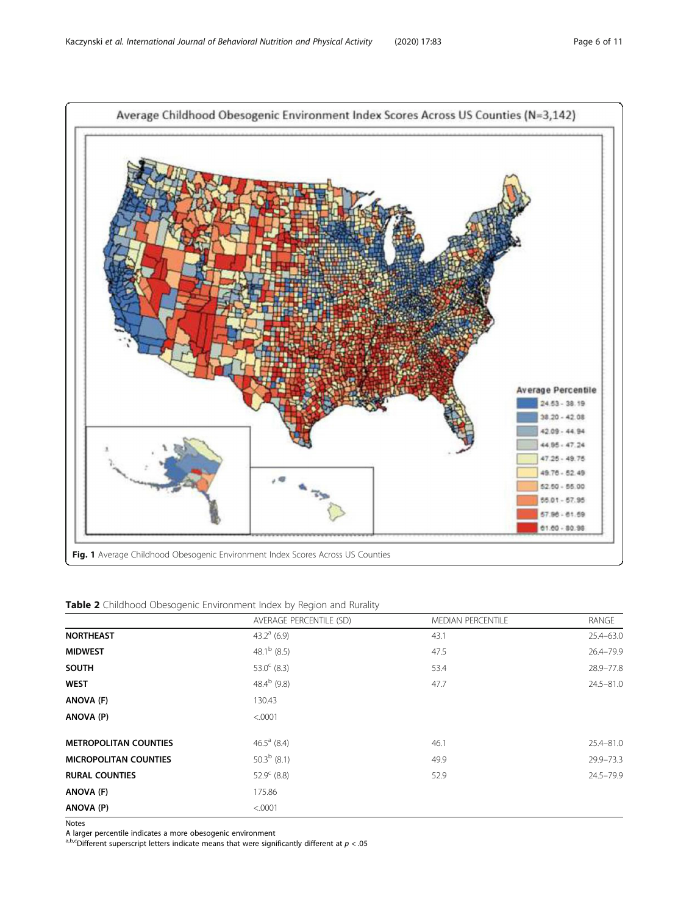**Fig. 1** Average Childhood Obesogenic Environment Index Scores Across US Counties

**Table 2** Childhood Obesogenic Environment Index by Region and Rurality

| | AVERAGE PERCENTILE (SD) | MEDIAN PERCENTILE | RANGE |
|---|---|---|---|
| **NORTHEAST** | 43.2[a] (6.9) | 43.1 | 25.4–63.0 |
| **MIDWEST** | 48.1[b] (8.5) | 47.5 | 26.4–79.9 |
| **SOUTH** | 53.0[c] (8.3) | 53.4 | 28.9–77.8 |
| **WEST** | 48.4[b] (9.8) | 47.7 | 24.5–81.0 |
| **ANOVA (F)** | 130.43 | | |
| **ANOVA (P)** | <.0001 | | |
| **METROPOLITAN COUNTIES** | 46.5[a] (8.4) | 46.1 | 25.4–81.0 |
| **MICROPOLITAN COUNTIES** | 50.3[b] (8.1) | 49.9 | 29.9–73.3 |
| **RURAL COUNTIES** | 52.9[c] (8.8) | 52.9 | 24.5–79.9 |
| **ANOVA (F)** | 175.86 | | |
| **ANOVA (P)** | <.0001 | | |

Notes

A larger percentile indicates a more obesogenic environment

[a,b,c]Different superscript letters indicate means that were significantly different at $p < .05$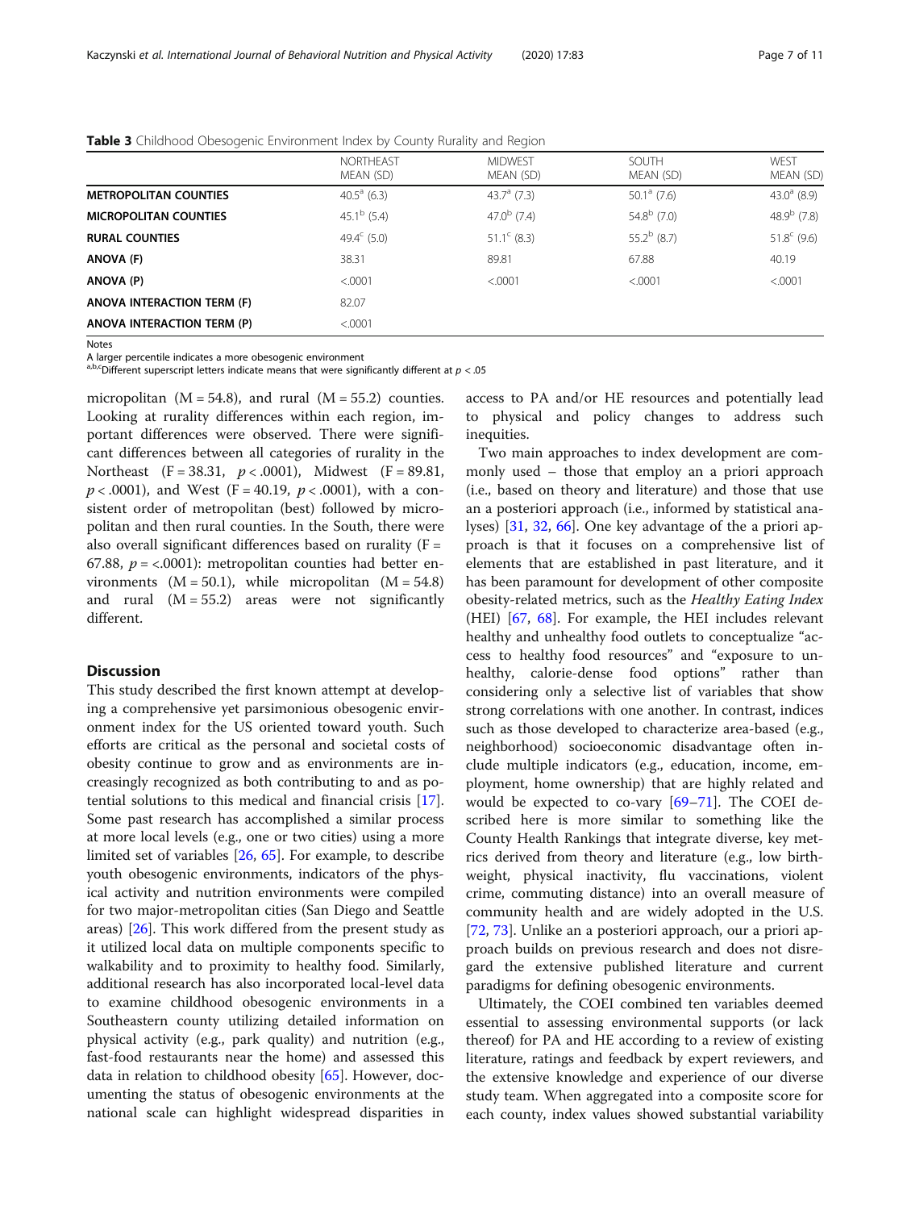**Table 3** Childhood Obesogenic Environment Index by County Rurality and Region

| | NORTHEAST MEAN (SD) | MIDWEST MEAN (SD) | SOUTH MEAN (SD) | WEST MEAN (SD) |
|---|---|---|---|---|
| **METROPOLITAN COUNTIES** | $40.5^{a}$ (6.3) | $43.7^{a}$ (7.3) | $50.1^{a}$ (7.6) | $43.0^{a}$ (8.9) |
| **MICROPOLITAN COUNTIES** | $45.1^{b}$ (5.4) | $47.0^{b}$ (7.4) | $54.8^{b}$ (7.0) | $48.9^{b}$ (7.8) |
| **RURAL COUNTIES** | $49.4^{c}$ (5.0) | $51.1^{c}$ (8.3) | $55.2^{b}$ (8.7) | $51.8^{c}$ (9.6) |
| **ANOVA (F)** | 38.31 | 89.81 | 67.88 | 40.19 |
| **ANOVA (P)** | <.0001 | <.0001 | <.0001 | <.0001 |
| **ANOVA INTERACTION TERM (F)** | 82.07 | | | |
| **ANOVA INTERACTION TERM (P)** | <.0001 | | | |

Notes
A larger percentile indicates a more obesogenic environment
[a,b,c]Different superscript letters indicate means that were significantly different at $p < .05$

micropolitan (M = 54.8), and rural (M = 55.2) counties. Looking at rurality differences within each region, important differences were observed. There were significant differences between all categories of rurality in the Northeast ($F = 38.31$, $p < .0001$), Midwest ($F = 89.81$, $p < .0001$), and West ($F = 40.19$, $p < .0001$), with a consistent order of metropolitan (best) followed by micropolitan and then rural counties. In the South, there were also overall significant differences based on rurality ($F = 67.88$, $p = <.0001$): metropolitan counties had better environments (M = 50.1), while micropolitan (M = 54.8) and rural (M = 55.2) areas were not significantly different.

## Discussion

This study described the first known attempt at developing a comprehensive yet parsimonious obesogenic environment index for the US oriented toward youth. Such efforts are critical as the personal and societal costs of obesity continue to grow and as environments are increasingly recognized as both contributing to and as potential solutions to this medical and financial crisis [17]. Some past research has accomplished a similar process at more local levels (e.g., one or two cities) using a more limited set of variables [26, 65]. For example, to describe youth obesogenic environments, indicators of the physical activity and nutrition environments were compiled for two major-metropolitan cities (San Diego and Seattle areas) [26]. This work differed from the present study as it utilized local data on multiple components specific to walkability and to proximity to healthy food. Similarly, additional research has also incorporated local-level data to examine childhood obesogenic environments in a Southeastern county utilizing detailed information on physical activity (e.g., park quality) and nutrition (e.g., fast-food restaurants near the home) and assessed this data in relation to childhood obesity [65]. However, documenting the status of obesogenic environments at the national scale can highlight widespread disparities in access to PA and/or HE resources and potentially lead to physical and policy changes to address such inequities.

Two main approaches to index development are commonly used – those that employ an a priori approach (i.e., based on theory and literature) and those that use an a posteriori approach (i.e., informed by statistical analyses) [31, 32, 66]. One key advantage of the a priori approach is that it focuses on a comprehensive list of elements that are established in past literature, and it has been paramount for development of other composite obesity-related metrics, such as the *Healthy Eating Index* (HEI) [67, 68]. For example, the HEI includes relevant healthy and unhealthy food outlets to conceptualize "access to healthy food resources" and "exposure to unhealthy, calorie-dense food options" rather than considering only a selective list of variables that show strong correlations with one another. In contrast, indices such as those developed to characterize area-based (e.g., neighborhood) socioeconomic disadvantage often include multiple indicators (e.g., education, income, employment, home ownership) that are highly related and would be expected to co-vary [69–71]. The COEI described here is more similar to something like the County Health Rankings that integrate diverse, key metrics derived from theory and literature (e.g., low birthweight, physical inactivity, flu vaccinations, violent crime, commuting distance) into an overall measure of community health and are widely adopted in the U.S. [72, 73]. Unlike an a posteriori approach, our a priori approach builds on previous research and does not disregard the extensive published literature and current paradigms for defining obesogenic environments.

Ultimately, the COEI combined ten variables deemed essential to assessing environmental supports (or lack thereof) for PA and HE according to a review of existing literature, ratings and feedback by expert reviewers, and the extensive knowledge and experience of our diverse study team. When aggregated into a composite score for each county, index values showed substantial variability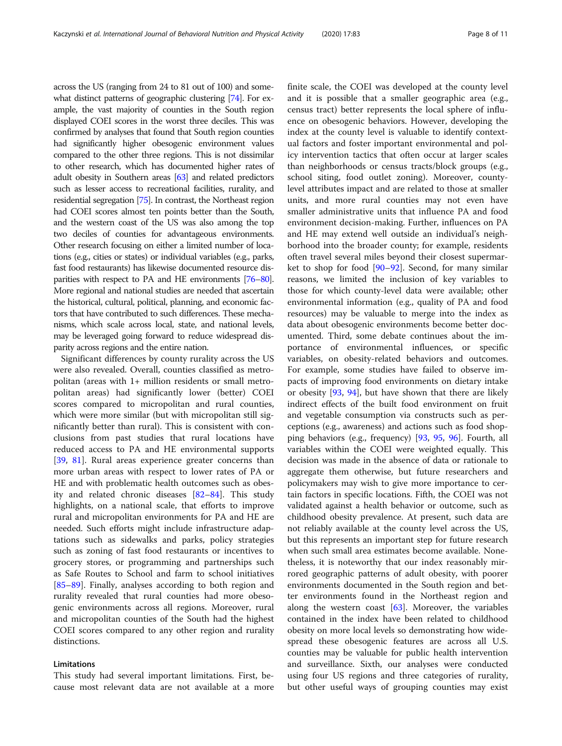across the US (ranging from 24 to 81 out of 100) and somewhat distinct patterns of geographic clustering [74]. For example, the vast majority of counties in the South region displayed COEI scores in the worst three deciles. This was confirmed by analyses that found that South region counties had significantly higher obesogenic environment values compared to the other three regions. This is not dissimilar to other research, which has documented higher rates of adult obesity in Southern areas [63] and related predictors such as lesser access to recreational facilities, rurality, and residential segregation [75]. In contrast, the Northeast region had COEI scores almost ten points better than the South, and the western coast of the US was also among the top two deciles of counties for advantageous environments. Other research focusing on either a limited number of locations (e.g., cities or states) or individual variables (e.g., parks, fast food restaurants) has likewise documented resource disparities with respect to PA and HE environments [76–80]. More regional and national studies are needed that ascertain the historical, cultural, political, planning, and economic factors that have contributed to such differences. These mechanisms, which scale across local, state, and national levels, may be leveraged going forward to reduce widespread disparity across regions and the entire nation.

Significant differences by county rurality across the US were also revealed. Overall, counties classified as metropolitan (areas with 1+ million residents or small metropolitan areas) had significantly lower (better) COEI scores compared to micropolitan and rural counties, which were more similar (but with micropolitan still significantly better than rural). This is consistent with conclusions from past studies that rural locations have reduced access to PA and HE environmental supports [39, 81]. Rural areas experience greater concerns than more urban areas with respect to lower rates of PA or HE and with problematic health outcomes such as obesity and related chronic diseases [82–84]. This study highlights, on a national scale, that efforts to improve rural and micropolitan environments for PA and HE are needed. Such efforts might include infrastructure adaptations such as sidewalks and parks, policy strategies such as zoning of fast food restaurants or incentives to grocery stores, or programming and partnerships such as Safe Routes to School and farm to school initiatives [85–89]. Finally, analyses according to both region and rurality revealed that rural counties had more obesogenic environments across all regions. Moreover, rural and micropolitan counties of the South had the highest COEI scores compared to any other region and rurality distinctions.

## Limitations

This study had several important limitations. First, because most relevant data are not available at a more finite scale, the COEI was developed at the county level and it is possible that a smaller geographic area (e.g., census tract) better represents the local sphere of influence on obesogenic behaviors. However, developing the index at the county level is valuable to identify contextual factors and foster important environmental and policy intervention tactics that often occur at larger scales than neighborhoods or census tracts/block groups (e.g., school siting, food outlet zoning). Moreover, county-level attributes impact and are related to those at smaller units, and more rural counties may not even have smaller administrative units that influence PA and food environment decision-making. Further, influences on PA and HE may extend well outside an individual's neighborhood into the broader county; for example, residents often travel several miles beyond their closest supermarket to shop for food [90–92]. Second, for many similar reasons, we limited the inclusion of key variables to those for which county-level data were available; other environmental information (e.g., quality of PA and food resources) may be valuable to merge into the index as data about obesogenic environments become better documented. Third, some debate continues about the importance of environmental influences, or specific variables, on obesity-related behaviors and outcomes. For example, some studies have failed to observe impacts of improving food environments on dietary intake or obesity [93, 94], but have shown that there are likely indirect effects of the built food environment on fruit and vegetable consumption via constructs such as perceptions (e.g., awareness) and actions such as food shopping behaviors (e.g., frequency) [93, 95, 96]. Fourth, all variables within the COEI were weighted equally. This decision was made in the absence of data or rationale to aggregate them otherwise, but future researchers and policymakers may wish to give more importance to certain factors in specific locations. Fifth, the COEI was not validated against a health behavior or outcome, such as childhood obesity prevalence. At present, such data are not reliably available at the county level across the US, but this represents an important step for future research when such small area estimates become available. Nonetheless, it is noteworthy that our index reasonably mirrored geographic patterns of adult obesity, with poorer environments documented in the South region and better environments found in the Northeast region and along the western coast [63]. Moreover, the variables contained in the index have been related to childhood obesity on more local levels so demonstrating how widespread these obesogenic features are across all U.S. counties may be valuable for public health intervention and surveillance. Sixth, our analyses were conducted using four US regions and three categories of rurality, but other useful ways of grouping counties may exist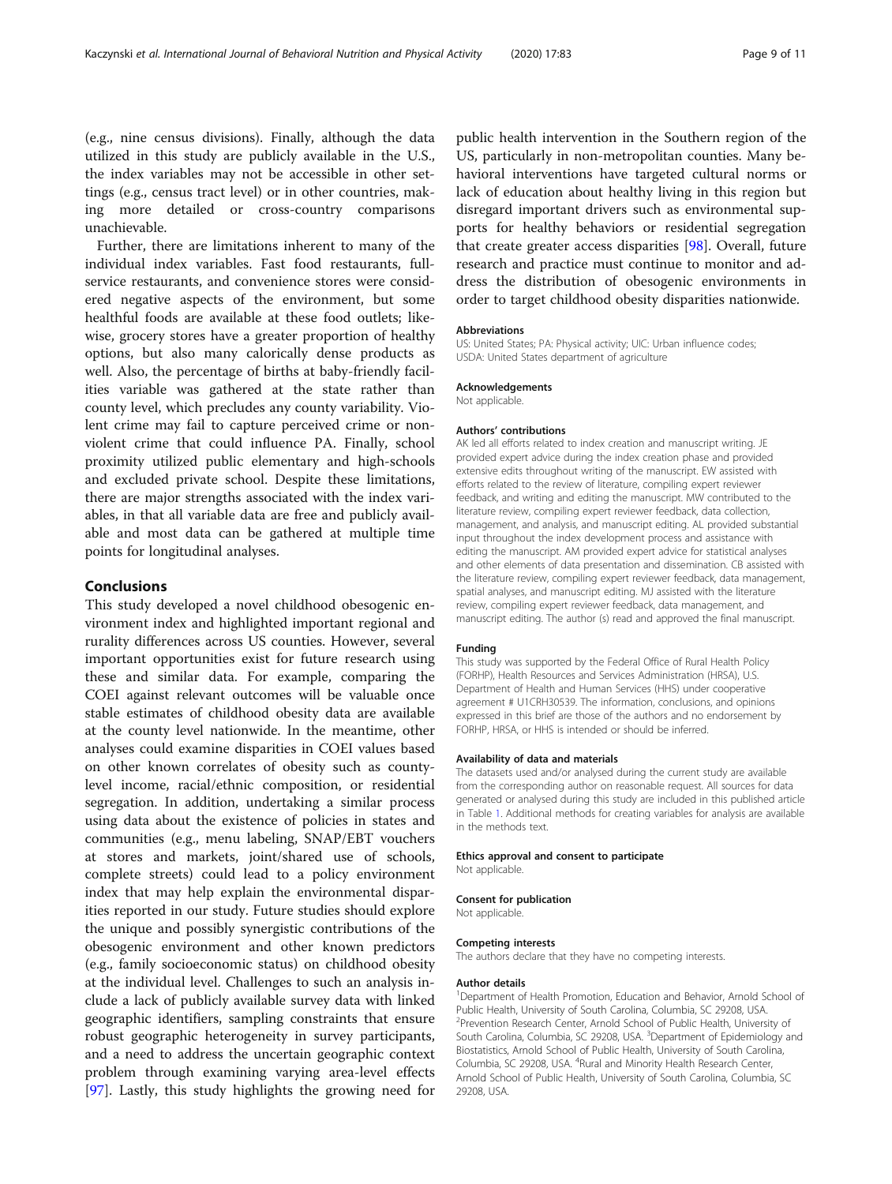(e.g., nine census divisions). Finally, although the data utilized in this study are publicly available in the U.S., the index variables may not be accessible in other settings (e.g., census tract level) or in other countries, making more detailed or cross-country comparisons unachievable.

Further, there are limitations inherent to many of the individual index variables. Fast food restaurants, full-service restaurants, and convenience stores were considered negative aspects of the environment, but some healthful foods are available at these food outlets; likewise, grocery stores have a greater proportion of healthy options, but also many calorically dense products as well. Also, the percentage of births at baby-friendly facilities variable was gathered at the state rather than county level, which precludes any county variability. Violent crime may fail to capture perceived crime or non-violent crime that could influence PA. Finally, school proximity utilized public elementary and high-schools and excluded private school. Despite these limitations, there are major strengths associated with the index variables, in that all variable data are free and publicly available and most data can be gathered at multiple time points for longitudinal analyses.

## Conclusions

This study developed a novel childhood obesogenic environment index and highlighted important regional and rurality differences across US counties. However, several important opportunities exist for future research using these and similar data. For example, comparing the COEI against relevant outcomes will be valuable once stable estimates of childhood obesity data are available at the county level nationwide. In the meantime, other analyses could examine disparities in COEI values based on other known correlates of obesity such as county-level income, racial/ethnic composition, or residential segregation. In addition, undertaking a similar process using data about the existence of policies in states and communities (e.g., menu labeling, SNAP/EBT vouchers at stores and markets, joint/shared use of schools, complete streets) could lead to a policy environment index that may help explain the environmental disparities reported in our study. Future studies should explore the unique and possibly synergistic contributions of the obesogenic environment and other known predictors (e.g., family socioeconomic status) on childhood obesity at the individual level. Challenges to such an analysis include a lack of publicly available survey data with linked geographic identifiers, sampling constraints that ensure robust geographic heterogeneity in survey participants, and a need to address the uncertain geographic context problem through examining varying area-level effects [97]. Lastly, this study highlights the growing need for public health intervention in the Southern region of the US, particularly in non-metropolitan counties. Many behavioral interventions have targeted cultural norms or lack of education about healthy living in this region but disregard important drivers such as environmental supports for healthy behaviors or residential segregation that create greater access disparities [98]. Overall, future research and practice must continue to monitor and address the distribution of obesogenic environments in order to target childhood obesity disparities nationwide.

#### Abbreviations

US: United States; PA: Physical activity; UIC: Urban influence codes; USDA: United States department of agriculture

#### Acknowledgements

Not applicable.

#### Authors' contributions

AK led all efforts related to index creation and manuscript writing. JE provided expert advice during the index creation phase and provided extensive edits throughout writing of the manuscript. EW assisted with efforts related to the review of literature, compiling expert reviewer feedback, and writing and editing the manuscript. MW contributed to the literature review, compiling expert reviewer feedback, data collection, management, and analysis, and manuscript editing. AL provided substantial input throughout the index development process and assistance with editing the manuscript. AM provided expert advice for statistical analyses and other elements of data presentation and dissemination. CB assisted with the literature review, compiling expert reviewer feedback, data management, spatial analyses, and manuscript editing. MJ assisted with the literature review, compiling expert reviewer feedback, data management, and manuscript editing. The author (s) read and approved the final manuscript.

#### Funding

This study was supported by the Federal Office of Rural Health Policy (FORHP), Health Resources and Services Administration (HRSA), U.S. Department of Health and Human Services (HHS) under cooperative agreement # U1CRH30539. The information, conclusions, and opinions expressed in this brief are those of the authors and no endorsement by FORHP, HRSA, or HHS is intended or should be inferred.

#### Availability of data and materials

The datasets used and/or analysed during the current study are available from the corresponding author on reasonable request. All sources for data generated or analysed during this study are included in this published article in Table 1. Additional methods for creating variables for analysis are available in the methods text.

#### Ethics approval and consent to participate

Not applicable.

#### Consent for publication

Not applicable.

#### Competing interests

The authors declare that they have no competing interests.

#### Author details

[1]Department of Health Promotion, Education and Behavior, Arnold School of Public Health, University of South Carolina, Columbia, SC 29208, USA. [2]Prevention Research Center, Arnold School of Public Health, University of South Carolina, Columbia, SC 29208, USA. [3]Department of Epidemiology and Biostatistics, Arnold School of Public Health, University of South Carolina, Columbia, SC 29208, USA. [4]Rural and Minority Health Research Center, Arnold School of Public Health, University of South Carolina, Columbia, SC 29208, USA.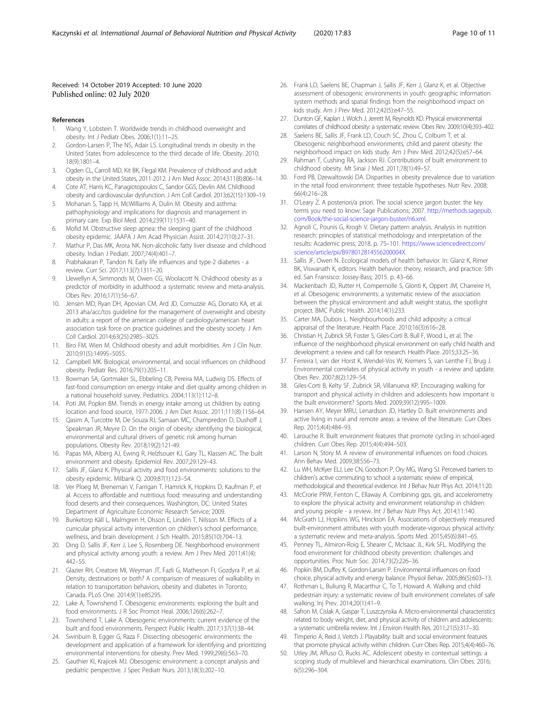Received: 14 October 2019 Accepted: 10 June 2020
Published online: 02 July 2020

## References

1. Wang Y, Lobstein T. Worldwide trends in childhood overweight and obesity. Int J Pediatr Obes. 2006;1(1):11–25.
2. Gordon-Larsen P, The NS, Adair LS. Longitudinal trends in obesity in the United States from adolescence to the third decade of life. Obesity. 2010; 18(9):1801–4.
3. Ogden CL, Carroll MD, Kit BK, Flegal KM. Prevalence of childhood and adult obesity in the United States, 2011-2012. J Am Med Assoc. 2014;311(8):806–14.
4. Cote AT, Harris KC, Panagiotopoulos C, Sandor GGS, Devlin AM. Childhood obesity and cardiovascular dysfunction. J Am Coll Cardiol. 2013;62(15):1309–19.
5. Mohanan S, Tapp H, McWilliams A, Dulin M. Obesity and asthma: pathophysiology and implications for diagnosis and management in primary care. Exp Biol Med. 2014;239(11):1531–40.
6. Mofid M. Obstructive sleep apnea: the sleeping giant of the childhood obesity epidemic. JAAPA J Am Acad Physician Assist. 2014;27(10):27–31.
7. Mathur P, Das MK, Arora NK. Non-alcoholic fatty liver disease and childhood obesity. Indian J Pediatr. 2007;74(4):401–7.
8. Prabhakaran P, Tandon N. Early life influences and type-2 diabetes - a review. Curr Sci. 2017;113(7):1311–20.
9. Llewellyn A, Simmonds M, Owen CG, Woolacott N. Childhood obesity as a predictor of morbidity in adulthood: a systematic review and meta-analysis. Obes Rev. 2016;17(1):56–67.
10. Jensen MD, Ryan DH, Apovian CM, Ard JD, Comuzzie AG, Donato KA, et al. 2013 aha/acc/tos guideline for the management of overweight and obesity in adults: a report of the american college of cardiology/american heart association task force on practice guidelines and the obesity society. J Am Coll Cardiol. 2014;63(25):2985–3025.
11. Biro FM, Wien M. Childhood obesity and adult morbidities. Am J Clin Nutr. 2010;91(5):1499S–505S.
12. Campbell MK. Biological, environmental, and social influences on childhood obesity. Pediatr Res. 2016;79(1):205–11.
13. Bowman SA, Gortmaker SL, Ebbeling CB, Pereira MA, Ludwig DS. Effects of fast-food consumption on energy intake and diet quality among children in a national household survey. Pediatrics. 2004;113(1):112–8.
14. Poti JM, Popkin BM. Trends in energy intake among us children by eating location and food source, 1977-2006. J Am Diet Assoc. 2011;111(8):1156–64.
15. Qasim A, Turcotte M, De Souza RJ, Samaan MC, Champredon D, Dushoff J, Speakman JR, Meyre D. On the origin of obesity: identifying the biological, environmental and cultural drivers of genetic risk among human populations. Obesity Rev. 2018;19(2):121-49.
16. Papas MA, Alberg AJ, Ewing R, Helzlsouer KJ, Gary TL, Klassen AC. The built environment and obesity. Epidemiol Rev. 2007;29:129–43.
17. Sallis JF, Glanz K. Physical activity and food environments: solutions to the obesity epidemic. Milbank Q. 2009;87(1):123–54.
18. Ver Ploeg M, Breneman V, Farrigan T, Hamrick K, Hopkins D, Kaufman P, et al. Access to affordable and nutritious food: measuring and understanding food deserts and their consequences. Washington, DC: United States Department of Agriculture Economic Research Service; 2009.
19. Bunketorp Käll L, Malmgren H, Olsson E, Lindén T, Nilsson M. Effects of a curricular physical activity intervention on children's school performance, wellness, and brain development. J Sch Health. 2015;85(10):704–13.
20. Ding D, Sallis JF, Kerr J, Lee S, Rosenberg DE. Neighborhood environment and physical activity among youth: a review. Am J Prev Med. 2011;41(4): 442–55.
21. Glazier RH, Creatore MI, Weyman JT, Fazli G, Matheson FI, Gozdyra P, et al. Density, destinations or both? A comparison of measures of walkability in relation to transportation behaviors, obesity and diabetes in Toronto, Canada. PLoS One. 2014;9(1):e85295.
22. Lake A, Townshend T. Obesogenic environments: exploring the built and food environments. J R Soc Promot Heal. 2006;126(6):262–7.
23. Townshend T, Lake A. Obesogenic environments: current evidence of the built and food environments. Perspect Public Health. 2017;137(1):38–44.
24. Swinburn B, Egger G, Raza F. Dissecting obesogenic environments: the development and application of a framework for identifying and prioritizing environmental interventions for obesity. Prev Med. 1999;29(6):563–70.
25. Gauthier KI, Krajicek MJ. Obesogenic environment: a concept analysis and pediatric perspective. J Spec Pediatr Nurs. 2013;18(3):202–10.
26. Frank LD, Saelens BE, Chapman J, Sallis JF, Kerr J, Glanz K, et al. Objective assessment of obesogenic environments in youth: geographic information system methods and spatial findings from the neighborhood impact on kids study. Am J Prev Med. 2012;42(5):e47–55.
27. Dunton GF, Kaplan J, Wolch J, Jerrett M, Reynolds KD. Physical environmental correlates of childhood obesity: a systematic review. Obes Rev. 2009;10(4):393–402.
28. Saelens BE, Sallis JF, Frank LD, Couch SC, Zhou C, Colburn T, et al. Obesogenic neighborhood environments, child and parent obesity: the neighborhood impact on kids study. Am J Prev Med. 2012;42(5):e57–64.
29. Rahman T, Cushing RA, Jackson RJ. Contributions of built environment to childhood obesity. Mt Sinai J Med. 2011;78(1):49–57.
30. Ford PB, Dzewaltowski DA. Disparities in obesity prevalence due to variation in the retail food environment: three testable hypotheses. Nutr Rev. 2008; 66(4):216–28.
31. O'Leary Z. A posteriori/a priori. The social science jargon buster: the key terms you need to know: Sage Publications; 2007. http://methods.sagepub.com/Book/the-social-science-jargon-buster/n6.xml.
32. Agnoli C, Pounis G, Krogh V. Dietary pattern analysis. Analysis in nutrition research: principles of statistical methodology and interpretation of the results: Academic press; 2018. p. 75–101. https://www.sciencedirect.com/science/article/pii/B978012814556200004X.
33. Sallis JF, Owen N. Ecological models of health behavior. In: Glanz K, Rimer BK, Viswanath K, editors. Health behavior: theory, research, and practice. 5th ed. San Fransisco: Jossey-Bass; 2015. p. 43–66.
34. Mackenbach JD, Rutter H, Compernolle S, Glonti K, Oppert JM, Charreire H, et al. Obesogenic environments: a systematic review of the association between the physical environment and adult weight status, the spotlight project. BMC Public Health. 2014;14(1):233.
35. Carter MA, Dubois L. Neighbourhoods and child adiposity: a critical appraisal of the literature. Health Place. 2010;16(3):616–28.
36. Christian H, Zubrick SR, Foster S, Giles-Corti B, Bull F, Wood L, et al. The influence of the neighborhood physical environment on early child health and development: a review and call for research. Health Place. 2015;33:25–36.
37. Ferreira I, van der Horst K, Wendel-Vos W, Kremers S, van Lenthe FJ, Brug J. Environmental correlates of physical activity in youth - a review and update. Obes Rev. 2007;8(2):129–54.
38. Giles-Corti B, Kelty SF, Zubrick SR, Villanueva KP. Encouraging walking for transport and physical activity in children and adolescents how important is the built environment? Sports Med. 2009;39(12):995–1009.
39. Hansen AY, Meyer MRU, Lenardson JD, Hartley D. Built environments and active living in rural and remote areas: a review of the literature. Curr Obes Rep. 2015;4(4):484–93.
40. Larouche R. Built environment features that promote cycling in school-aged children. Curr Obes Rep. 2015;4(4):494–503.
41. Larson N, Story M. A review of environmental influences on food choices. Ann Behav Med. 2009;38:S56–73.
42. Lu WH, McKyer ELJ, Lee CN, Goodson P, Ory MG, Wang SJ. Perceived barriers to children's active commuting to school: a systematic review of empirical, methodological and theoretical evidence. Int J Behav Nutr Phys Act. 2014;11:20.
43. McCrorie PRW, Fenton C, Ellaway A. Combining gps, gis, and accelerometry to explore the physical activity and environment relationship in children and young people - a review. Int J Behav Nutr Phys Act. 2014;11:140.
44. McGrath LJ, Hopkins WG, Hinckson EA. Associations of objectively measured built-environment attributes with youth moderate-vigorous physical activity: a systematic review and meta-analysis. Sports Med. 2015;45(6):841–65.
45. Penney TL, Almiron-Roig E, Shearer C, McIsaac JL, Kirk SFL. Modifying the food environment for childhood obesity prevention: challenges and opportunities. Proc Nutr Soc. 2014;73(2):226–36.
46. Popkin BM, Duffey K, Gordon-Larsen P. Environmental influences on food choice, physical activity and energy balance. Physiol Behav. 2005;86(5):603–13.
47. Rothman L, Buliung R, Macarthur C, To T, Howard A. Walking and child pedestrian injury: a systematic review of built environment correlates of safe walking. Inj Prev. 2014;20(1):41–9.
48. Safron M, Cislak A, Gaspar T, Luszczynska A. Micro-environmental characteristics related to body weight, diet, and physical activity of children and adolescents: a systematic umbrella review. Int J Environ Health Res. 2011;21(5):317–30.
49. Timperio A, Reid J, Veitch J. Playability: built and social environment features that promote physical activity within children. Curr Obes Rep. 2015;4(4):460–76.
50. Utley JM, Affuso O, Rucks AC. Adolescent obesity in contextual settings: a scoping study of multilevel and hierarchical examinations. Clin Obes. 2016; 6(5):296–304.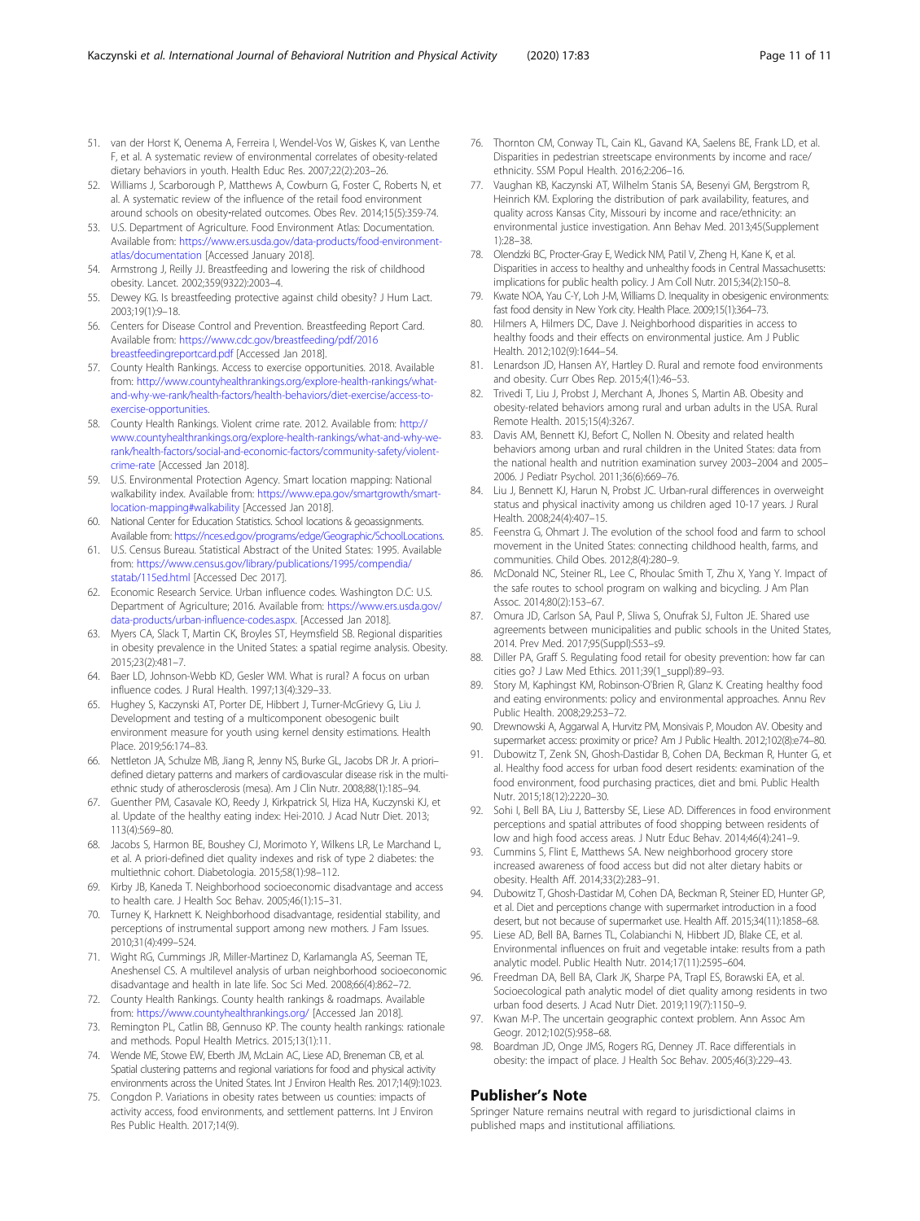51. van der Horst K, Oenema A, Ferreira I, Wendel-Vos W, Giskes K, van Lenthe F, et al. A systematic review of environmental correlates of obesity-related dietary behaviors in youth. Health Educ Res. 2007;22(2):203–26.
52. Williams J, Scarborough P, Matthews A, Cowburn G, Foster C, Roberts N, et al. A systematic review of the influence of the retail food environment around schools on obesity-related outcomes. Obes Rev. 2014;15(5):359-74.
53. U.S. Department of Agriculture. Food Environment Atlas: Documentation. Available from: https://www.ers.usda.gov/data-products/food-environment-atlas/documentation [Accessed January 2018].
54. Armstrong J, Reilly JJ. Breastfeeding and lowering the risk of childhood obesity. Lancet. 2002;359(9322):2003–4.
55. Dewey KG. Is breastfeeding protective against child obesity? J Hum Lact. 2003;19(1):9–18.
56. Centers for Disease Control and Prevention. Breastfeeding Report Card. Available from: https://www.cdc.gov/breastfeeding/pdf/2016breastfeedingreportcard.pdf [Accessed Jan 2018].
57. County Health Rankings. Access to exercise opportunities. 2018. Available from: http://www.countyhealthrankings.org/explore-health-rankings/what-and-why-we-rank/health-factors/health-behaviors/diet-exercise/access-to-exercise-opportunities.
58. County Health Rankings. Violent crime rate. 2012. Available from: http://www.countyhealthrankings.org/explore-health-rankings/what-and-why-we-rank/health-factors/social-and-economic-factors/community-safety/violent-crime-rate [Accessed Jan 2018].
59. U.S. Environmental Protection Agency. Smart location mapping: National walkability index. Available from: https://www.epa.gov/smartgrowth/smart-location-mapping#walkability [Accessed Jan 2018].
60. National Center for Education Statistics. School locations & geoassignments. Available from: https://nces.ed.gov/programs/edge/Geographic/SchoolLocations.
61. U.S. Census Bureau. Statistical Abstract of the United States: 1995. Available from: https://www.census.gov/library/publications/1995/compendia/statab/115ed.html [Accessed Dec 2017].
62. Economic Research Service. Urban influence codes. Washington D.C: U.S. Department of Agriculture; 2016. Available from: https://www.ers.usda.gov/data-products/urban-influence-codes.aspx. [Accessed Jan 2018].
63. Myers CA, Slack T, Martin CK, Broyles ST, Heymsfield SB. Regional disparities in obesity prevalence in the United States: a spatial regime analysis. Obesity. 2015;23(2):481–7.
64. Baer LD, Johnson-Webb KD, Gesler WM. What is rural? A focus on urban influence codes. J Rural Health. 1997;13(4):329–33.
65. Hughey S, Kaczynski AT, Porter DE, Hibbert J, Turner-McGrievy G, Liu J. Development and testing of a multicomponent obesogenic built environment measure for youth using kernel density estimations. Health Place. 2019;56:174–83.
66. Nettleton JA, Schulze MB, Jiang R, Jenny NS, Burke GL, Jacobs DR Jr. A priori–defined dietary patterns and markers of cardiovascular disease risk in the multi-ethnic study of atherosclerosis (mesa). Am J Clin Nutr. 2008;88(1):185–94.
67. Guenther PM, Casavale KO, Reedy J, Kirkpatrick SI, Hiza HA, Kuczynski KJ, et al. Update of the healthy eating index: Hei-2010. J Acad Nutr Diet. 2013;113(4):569–80.
68. Jacobs S, Harmon BE, Boushey CJ, Morimoto Y, Wilkens LR, Le Marchand L, et al. A priori-defined diet quality indexes and risk of type 2 diabetes: the multiethnic cohort. Diabetologia. 2015;58(1):98–112.
69. Kirby JB, Kaneda T. Neighborhood socioeconomic disadvantage and access to health care. J Health Soc Behav. 2005;46(1):15–31.
70. Turney K, Harknett K. Neighborhood disadvantage, residential stability, and perceptions of instrumental support among new mothers. J Fam Issues. 2010;31(4):499–524.
71. Wight RG, Cummings JR, Miller-Martinez D, Karlamangla AS, Seeman TE, Aneshensel CS. A multilevel analysis of urban neighborhood socioeconomic disadvantage and health in late life. Soc Sci Med. 2008;66(4):862–72.
72. County Health Rankings. County health rankings & roadmaps. Available from: https://www.countyhealthrankings.org/ [Accessed Jan 2018].
73. Remington PL, Catlin BB, Gennuso KP. The county health rankings: rationale and methods. Popul Health Metrics. 2015;13(1):11.
74. Wende ME, Stowe EW, Eberth JM, McLain AC, Liese AD, Breneman CB, et al. Spatial clustering patterns and regional variations for food and physical activity environments across the United States. Int J Environ Health Res. 2017;14(9):1023.
75. Congdon P. Variations in obesity rates between us counties: impacts of activity access, food environments, and settlement patterns. Int J Environ Res Public Health. 2017;14(9).
76. Thornton CM, Conway TL, Cain KL, Gavand KA, Saelens BE, Frank LD, et al. Disparities in pedestrian streetscape environments by income and race/ethnicity. SSM Popul Health. 2016;2:206–16.
77. Vaughan KB, Kaczynski AT, Wilhelm Stanis SA, Besenyi GM, Bergstrom R, Heinrich KM. Exploring the distribution of park availability, features, and quality across Kansas City, Missouri by income and race/ethnicity: an environmental justice investigation. Ann Behav Med. 2013;45(Supplement 1):28–38.
78. Olendzki BC, Procter-Gray E, Wedick NM, Patil V, Zheng H, Kane K, et al. Disparities in access to healthy and unhealthy foods in Central Massachusetts: implications for public health policy. J Am Coll Nutr. 2015;34(2):150–8.
79. Kwate NOA, Yau C-Y, Loh J-M, Williams D. Inequality in obesigenic environments: fast food density in New York city. Health Place. 2009;15(1):364–73.
80. Hilmers A, Hilmers DC, Dave J. Neighborhood disparities in access to healthy foods and their effects on environmental justice. Am J Public Health. 2012;102(9):1644–54.
81. Lenardson JD, Hansen AY, Hartley D. Rural and remote food environments and obesity. Curr Obes Rep. 2015;4(1):46–53.
82. Trivedi T, Liu J, Probst J, Merchant A, Jhones S, Martin AB. Obesity and obesity-related behaviors among rural and urban adults in the USA. Rural Remote Health. 2015;15(4):3267.
83. Davis AM, Bennett KJ, Befort C, Nollen N. Obesity and related health behaviors among urban and rural children in the United States: data from the national health and nutrition examination survey 2003–2004 and 2005–2006. J Pediatr Psychol. 2011;36(6):669–76.
84. Liu J, Bennett KJ, Harun N, Probst JC. Urban-rural differences in overweight status and physical inactivity among us children aged 10-17 years. J Rural Health. 2008;24(4):407–15.
85. Feenstra G, Ohmart J. The evolution of the school food and farm to school movement in the United States: connecting childhood health, farms, and communities. Child Obes. 2012;8(4):280–9.
86. McDonald NC, Steiner RL, Lee C, Rhoulac Smith T, Zhu X, Yang Y. Impact of the safe routes to school program on walking and bicycling. J Am Plan Assoc. 2014;80(2):153–67.
87. Omura JD, Carlson SA, Paul P, Sliwa S, Onufrak SJ, Fulton JE. Shared use agreements between municipalities and public schools in the United States, 2014. Prev Med. 2017;95(Suppl):S53–s9.
88. Diller PA, Graff S. Regulating food retail for obesity prevention: how far can cities go? J Law Med Ethics. 2011;39(1_suppl):89–93.
89. Story M, Kaphingst KM, Robinson-O'Brien R, Glanz K. Creating healthy food and eating environments: policy and environmental approaches. Annu Rev Public Health. 2008;29:253–72.
90. Drewnowski A, Aggarwal A, Hurvitz PM, Monsivais P, Moudon AV. Obesity and supermarket access: proximity or price? Am J Public Health. 2012;102(8):e74–80.
91. Dubowitz T, Zenk SN, Ghosh-Dastidar B, Cohen DA, Beckman R, Hunter G, et al. Healthy food access for urban food desert residents: examination of the food environment, food purchasing practices, diet and bmi. Public Health Nutr. 2015;18(12):2220–30.
92. Sohi I, Bell BA, Liu J, Battersby SE, Liese AD. Differences in food environment perceptions and spatial attributes of food shopping between residents of low and high food access areas. J Nutr Educ Behav. 2014;46(4):241–9.
93. Cummins S, Flint E, Matthews SA. New neighborhood grocery store increased awareness of food access but did not alter dietary habits or obesity. Health Aff. 2014;33(2):283–91.
94. Dubowitz T, Ghosh-Dastidar M, Cohen DA, Beckman R, Steiner ED, Hunter GP, et al. Diet and perceptions change with supermarket introduction in a food desert, but not because of supermarket use. Health Aff. 2015;34(11):1858–68.
95. Liese AD, Bell BA, Barnes TL, Colabianchi N, Hibbert JD, Blake CE, et al. Environmental influences on fruit and vegetable intake: results from a path analytic model. Public Health Nutr. 2014;17(11):2595–604.
96. Freedman DA, Bell BA, Clark JK, Sharpe PA, Trapl ES, Borawski EA, et al. Socioecological path analytic model of diet quality among residents in two urban food deserts. J Acad Nutr Diet. 2019;119(7):1150–9.
97. Kwan M-P. The uncertain geographic context problem. Ann Assoc Am Geogr. 2012;102(5):958–68.
98. Boardman JD, Onge JMS, Rogers RG, Denney JT. Race differentials in obesity: the impact of place. J Health Soc Behav. 2005;46(3):229–43.

## Publisher's Note

Springer Nature remains neutral with regard to jurisdictional claims in published maps and institutional affiliations.